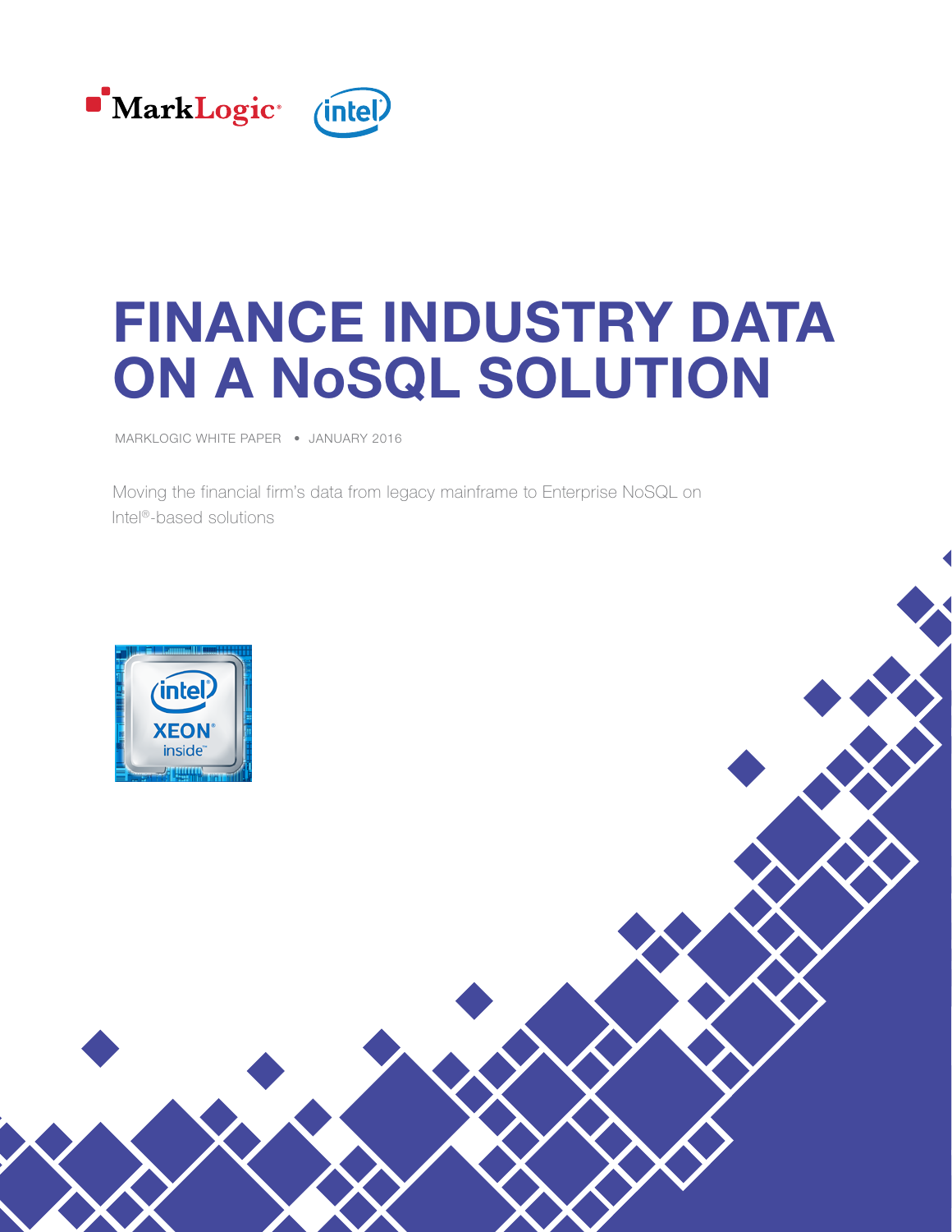# FINANCE INDUSTRY DATA ON A NoSQL SOLUTION

MARKLOGIC WHITE PAPER • JANUARY 2016

Moving the financial firm's data from legacy mainframe to Enterprise NoSQL on Intel®-based solutions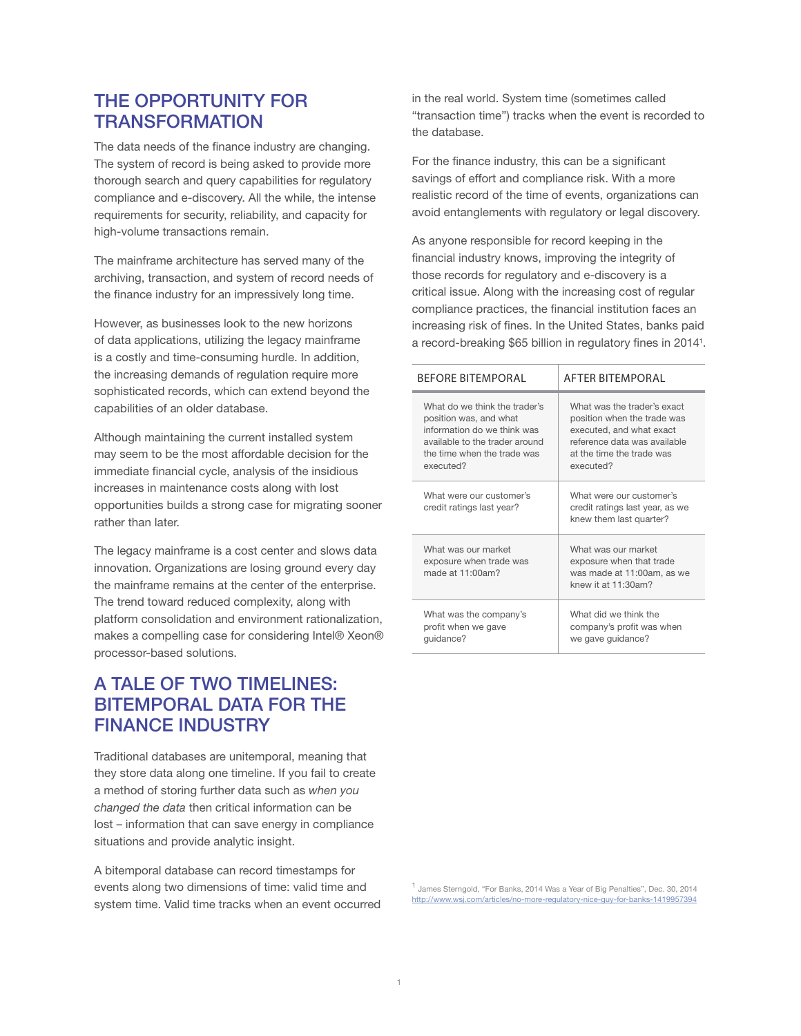## THE OPPORTUNITY FOR TRANSFORMATION

The data needs of the finance industry are changing. The system of record is being asked to provide more thorough search and query capabilities for regulatory compliance and e-discovery. All the while, the intense requirements for security, reliability, and capacity for high-volume transactions remain.

The mainframe architecture has served many of the archiving, transaction, and system of record needs of the finance industry for an impressively long time.

However, as businesses look to the new horizons of data applications, utilizing the legacy mainframe is a costly and time-consuming hurdle. In addition, the increasing demands of regulation require more sophisticated records, which can extend beyond the capabilities of an older database.

Although maintaining the current installed system may seem to be the most affordable decision for the immediate financial cycle, analysis of the insidious increases in maintenance costs along with lost opportunities builds a strong case for migrating sooner rather than later.

The legacy mainframe is a cost center and slows data innovation. Organizations are losing ground every day the mainframe remains at the center of the enterprise. The trend toward reduced complexity, along with platform consolidation and environment rationalization, makes a compelling case for considering Intel® Xeon® processor-based solutions.

## A TALE OF TWO TIMELINES: BITEMPORAL DATA FOR THE FINANCE INDUSTRY

Traditional databases are unitemporal, meaning that they store data along one timeline. If you fail to create a method of storing further data such as *when you changed the data* then critical information can be lost – information that can save energy in compliance situations and provide analytic insight.

A bitemporal database can record timestamps for events along two dimensions of time: valid time and system time. Valid time tracks when an event occurred in the real world. System time (sometimes called "transaction time") tracks when the event is recorded to the database.

For the finance industry, this can be a significant savings of effort and compliance risk. With a more realistic record of the time of events, organizations can avoid entanglements with regulatory or legal discovery.

As anyone responsible for record keeping in the financial industry knows, improving the integrity of those records for regulatory and e-discovery is a critical issue. Along with the increasing cost of regular compliance practices, the financial institution faces an increasing risk of fines. In the United States, banks paid a record-breaking $65 billion in regulatory fines in 2014[1].

| BEFORE BITEMPORAL | AFTER BITEMPORAL |
|---|---|
| What do we think the trader's position was, and what information do we think was available to the trader around the time when the trade was executed? | What was the trader's exact position when the trade was executed, and what exact reference data was available at the time the trade was executed? |
| What were our customer's credit ratings last year? | What were our customer's credit ratings last year, as we knew them last quarter? |
| What was our market exposure when trade was made at 11:00am? | What was our market exposure when that trade was made at 11:00am, as we knew it at 11:30am? |
| What was the company's profit when we gave guidance? | What did we think the company's profit was when we gave guidance? |

[1] James Sterngold, "For Banks, 2014 Was a Year of Big Penalties", Dec. 30, 2014 http://www.wsj.com/articles/no-more-regulatory-nice-guy-for-banks-1419957394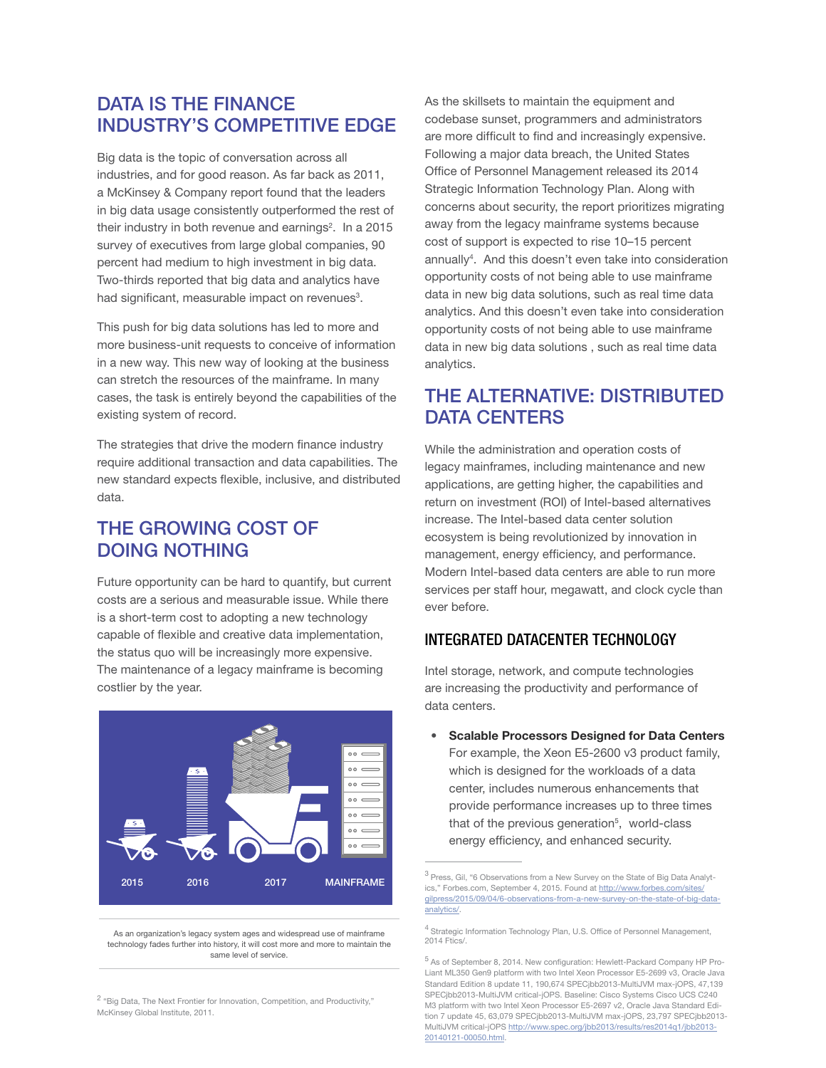## DATA IS THE FINANCE INDUSTRY'S COMPETITIVE EDGE

Big data is the topic of conversation across all industries, and for good reason. As far back as 2011, a McKinsey & Company report found that the leaders in big data usage consistently outperformed the rest of their industry in both revenue and earnings[2]. In a 2015 survey of executives from large global companies, 90 percent had medium to high investment in big data. Two-thirds reported that big data and analytics have had significant, measurable impact on revenues[3].

This push for big data solutions has led to more and more business-unit requests to conceive of information in a new way. This new way of looking at the business can stretch the resources of the mainframe. In many cases, the task is entirely beyond the capabilities of the existing system of record.

The strategies that drive the modern finance industry require additional transaction and data capabilities. The new standard expects flexible, inclusive, and distributed data.

## THE GROWING COST OF DOING NOTHING

Future opportunity can be hard to quantify, but current costs are a serious and measurable issue. While there is a short-term cost to adopting a new technology capable of flexible and creative data implementation, the status quo will be increasingly more expensive. The maintenance of a legacy mainframe is becoming costlier by the year.

2015
2016
2017
MAINFRAME

As an organization's legacy system ages and widespread use of mainframe technology fades further into history, it will cost more and more to maintain the same level of service.

As the skillsets to maintain the equipment and codebase sunset, programmers and administrators are more difficult to find and increasingly expensive. Following a major data breach, the United States Office of Personnel Management released its 2014 Strategic Information Technology Plan. Along with concerns about security, the report prioritizes migrating away from the legacy mainframe systems because cost of support is expected to rise 10–15 percent annually[4]. And this doesn't even take into consideration opportunity costs of not being able to use mainframe data in new big data solutions, such as real time data analytics. And this doesn't even take into consideration opportunity costs of not being able to use mainframe data in new big data solutions , such as real time data analytics.

## THE ALTERNATIVE: DISTRIBUTED DATA CENTERS

While the administration and operation costs of legacy mainframes, including maintenance and new applications, are getting higher, the capabilities and return on investment (ROI) of Intel-based alternatives increase. The Intel-based data center solution ecosystem is being revolutionized by innovation in management, energy efficiency, and performance. Modern Intel-based data centers are able to run more services per staff hour, megawatt, and clock cycle than ever before.

### INTEGRATED DATACENTER TECHNOLOGY

Intel storage, network, and compute technologies are increasing the productivity and performance of data centers.

- **Scalable Processors Designed for Data Centers** For example, the Xeon E5-2600 v3 product family, which is designed for the workloads of a data center, includes numerous enhancements that provide performance increases up to three times that of the previous generation[5], world-class energy efficiency, and enhanced security.

---

[2] "Big Data, The Next Frontier for Innovation, Competition, and Productivity," McKinsey Global Institute, 2011.

[3] Press, Gil, "6 Observations from a New Survey on the State of Big Data Analytics," Forbes.com, September 4, 2015. Found at http://www.forbes.com/sites/gilpress/2015/09/04/6-observations-from-a-new-survey-on-the-state-of-big-data-analytics/.

[4] Strategic Information Technology Plan, U.S. Office of Personnel Management, 2014 Ftics/.

[5] As of September 8, 2014. New configuration: Hewlett-Packard Company HP ProLiant ML350 Gen9 platform with two Intel Xeon Processor E5-2699 v3, Oracle Java Standard Edition 8 update 11, 190,674 SPECjbb2013-MultiJVM max-jOPS, 47,139 SPECjbb2013-MultiJVM critical-jOPS. Baseline: Cisco Systems Cisco UCS C240 M3 platform with two Intel Xeon Processor E5-2697 v2, Oracle Java Standard Edition 7 update 45, 63,079 SPECjbb2013-MultiJVM max-jOPS, 23,797 SPECjbb2013-MultiJVM critical-jOPS http://www.spec.org/jbb2013/results/res2014q1/jbb2013-20140121-00050.html.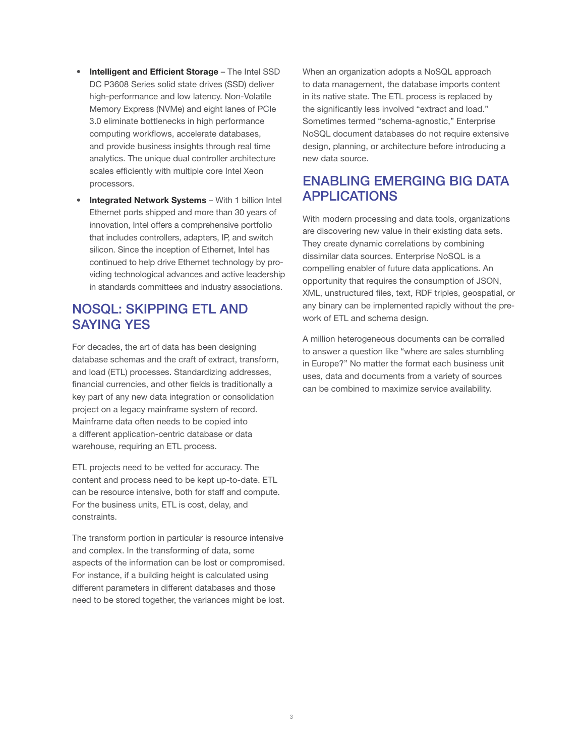- **Intelligent and Efficient Storage** – The Intel SSD DC P3608 Series solid state drives (SSD) deliver high-performance and low latency. Non-Volatile Memory Express (NVMe) and eight lanes of PCIe 3.0 eliminate bottlenecks in high performance computing workflows, accelerate databases, and provide business insights through real time analytics. The unique dual controller architecture scales efficiently with multiple core Intel Xeon processors.
- **Integrated Network Systems** – With 1 billion Intel Ethernet ports shipped and more than 30 years of innovation, Intel offers a comprehensive portfolio that includes controllers, adapters, IP, and switch silicon. Since the inception of Ethernet, Intel has continued to help drive Ethernet technology by providing technological advances and active leadership in standards committees and industry associations.

## NOSQL: SKIPPING ETL AND SAYING YES

For decades, the art of data has been designing database schemas and the craft of extract, transform, and load (ETL) processes. Standardizing addresses, financial currencies, and other fields is traditionally a key part of any new data integration or consolidation project on a legacy mainframe system of record. Mainframe data often needs to be copied into a different application-centric database or data warehouse, requiring an ETL process.

ETL projects need to be vetted for accuracy. The content and process need to be kept up-to-date. ETL can be resource intensive, both for staff and compute. For the business units, ETL is cost, delay, and constraints.

The transform portion in particular is resource intensive and complex. In the transforming of data, some aspects of the information can be lost or compromised. For instance, if a building height is calculated using different parameters in different databases and those need to be stored together, the variances might be lost.

When an organization adopts a NoSQL approach to data management, the database imports content in its native state. The ETL process is replaced by the significantly less involved "extract and load." Sometimes termed "schema-agnostic," Enterprise NoSQL document databases do not require extensive design, planning, or architecture before introducing a new data source.

## ENABLING EMERGING BIG DATA APPLICATIONS

With modern processing and data tools, organizations are discovering new value in their existing data sets. They create dynamic correlations by combining dissimilar data sources. Enterprise NoSQL is a compelling enabler of future data applications. An opportunity that requires the consumption of JSON, XML, unstructured files, text, RDF triples, geospatial, or any binary can be implemented rapidly without the pre-work of ETL and schema design.

A million heterogeneous documents can be corralled to answer a question like "where are sales stumbling in Europe?" No matter the format each business unit uses, data and documents from a variety of sources can be combined to maximize service availability.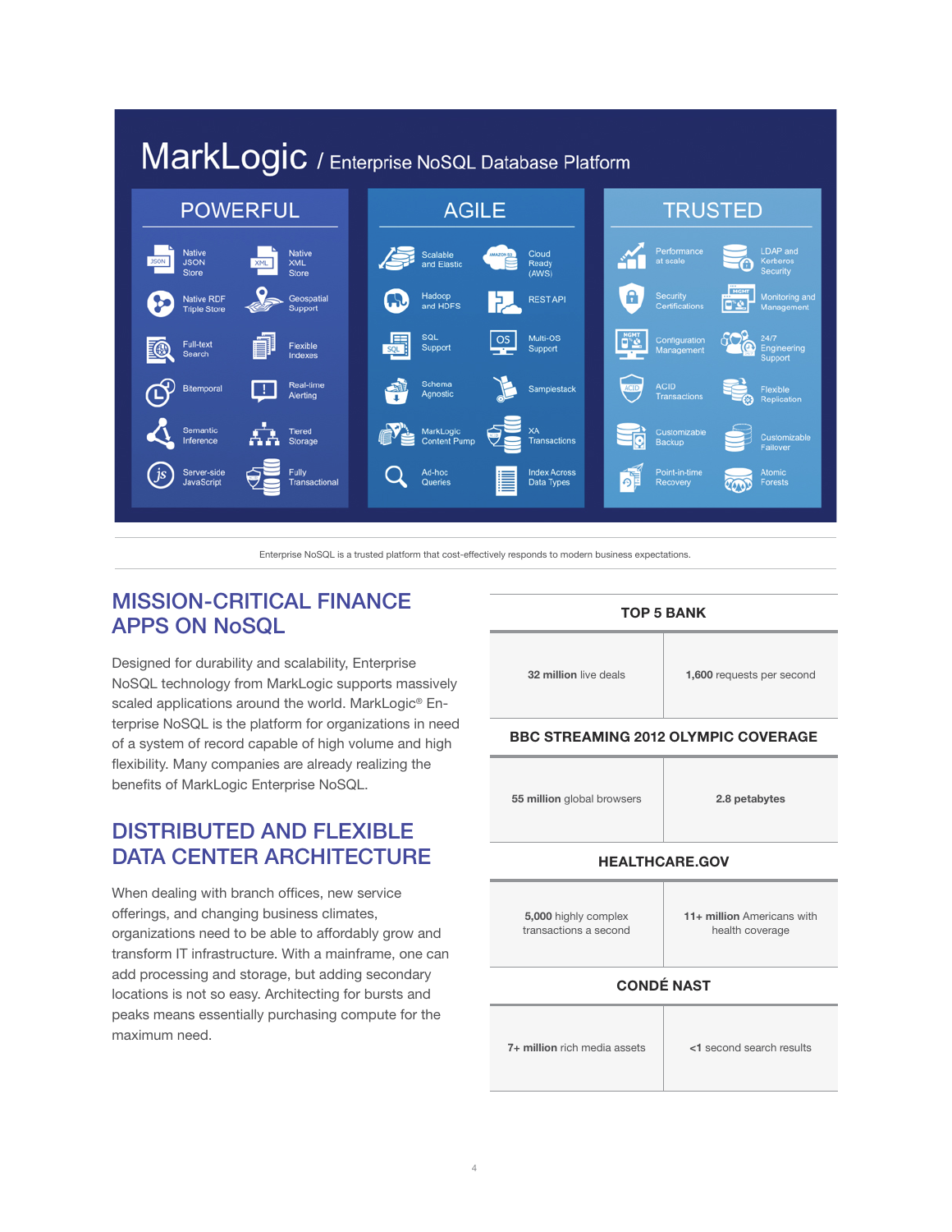# MarkLogic / Enterprise NoSQL Database Platform

## POWERFUL

- Native JSON Store
- Native XML Store
- Native RDF Triple Store
- Geospatial Support
- Full-text Search
- Flexible Indexes
- Bitemporal
- Real-time Alerting
- Semantic Inference
- Tiered Storage
- Server-side JavaScript
- Fully Transactional

## AGILE

- Scalable and Elastic
- Cloud Ready (AWS)
- Hadoop and HDFS
- RESTAPI
- SQL Support
- Multi-OS Support
- Schema Agnostic
- Samplestack
- MarkLogic Content Pump
- XA Transactions
- Ad-hoc Queries
- Index Across Data Types

## TRUSTED

- Performance at scale
- LDAP and Kerberos Security
- Security Certifications
- Monitoring and Management
- Configuration Management
- 24/7 Engineering Support
- ACID Transactions
- Flexble Replication
- Customizable Backup
- Customizable Failover
- Point-in-time Recovery
- Atomic Forests

Enterprise NoSQL is a trusted platform that cost-effectively responds to modern business expectations.

## MISSION-CRITICAL FINANCE APPS ON NoSQL

Designed for durability and scalability, Enterprise NoSQL technology from MarkLogic supports massively scaled applications around the world. MarkLogic® Enterprise NoSQL is the platform for organizations in need of a system of record capable of high volume and high flexibility. Many companies are already realizing the benefits of MarkLogic Enterprise NoSQL.

## DISTRIBUTED AND FLEXIBLE DATA CENTER ARCHITECTURE

When dealing with branch offices, new service offerings, and changing business climates, organizations need to be able to affordably grow and transform IT infrastructure. With a mainframe, one can add processing and storage, but adding secondary locations is not so easy. Architecting for bursts and peaks means essentially purchasing compute for the maximum need.

| | |
|---|---|
| **TOP 5 BANK** | |
| **32 million** live deals | **1,600** requests per second |
| **BBC STREAMING 2012 OLYMPIC COVERAGE** | |
| **55 million** global browsers | **2.8 petabytes** |
| **HEALTHCARE.GOV** | |
| **5,000** highly complex transactions a second | **11+ million** Americans with health coverage |
| **CONDÉ NAST** | |
| **7+ million** rich media assets | **<1** second search results |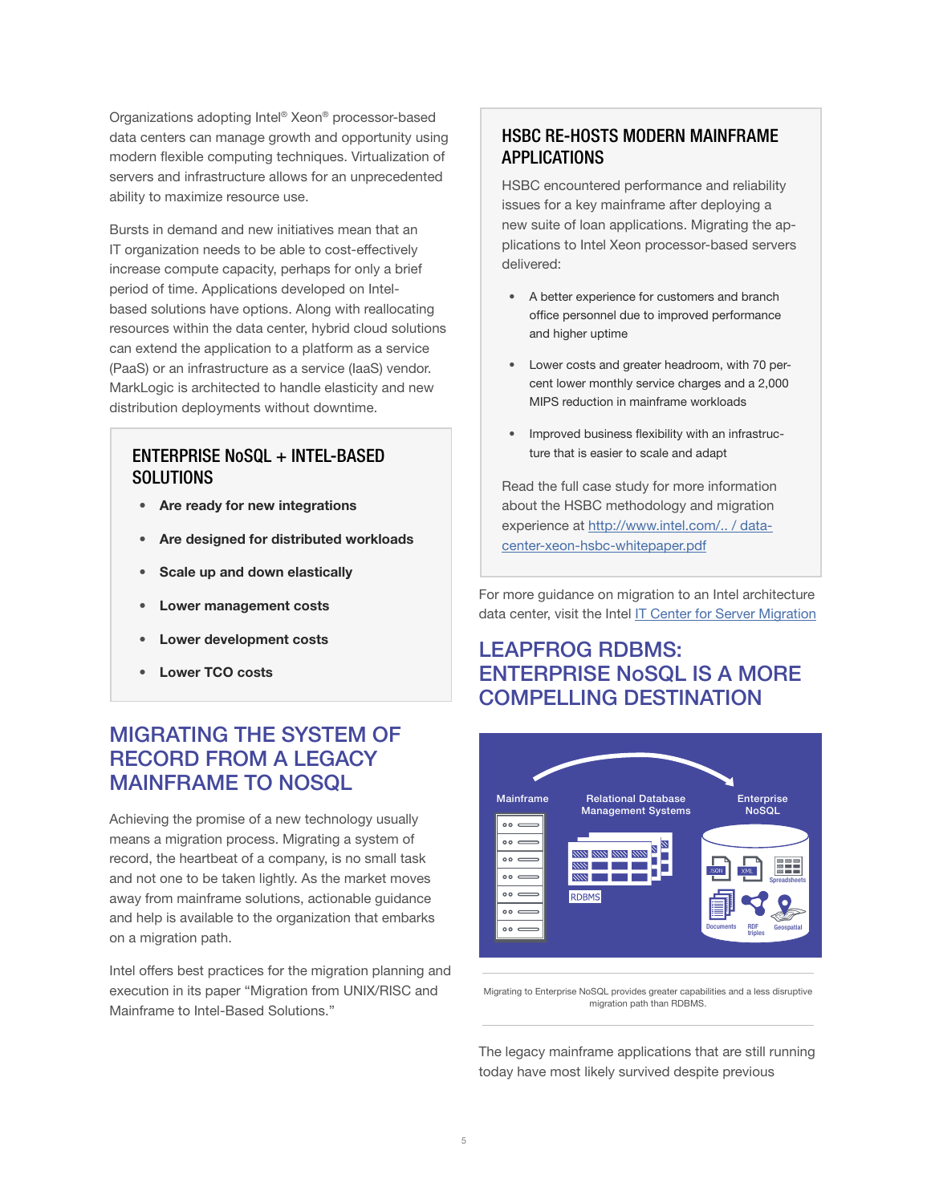Organizations adopting Intel® Xeon® processor-based data centers can manage growth and opportunity using modern flexible computing techniques. Virtualization of servers and infrastructure allows for an unprecedented ability to maximize resource use.

Bursts in demand and new initiatives mean that an IT organization needs to be able to cost-effectively increase compute capacity, perhaps for only a brief period of time. Applications developed on Intel-based solutions have options. Along with reallocating resources within the data center, hybrid cloud solutions can extend the application to a platform as a service (PaaS) or an infrastructure as a service (IaaS) vendor. MarkLogic is architected to handle elasticity and new distribution deployments without downtime.

### ENTERPRISE NoSQL + INTEL-BASED SOLUTIONS

- **Are ready for new integrations**
- **Are designed for distributed workloads**
- **Scale up and down elastically**
- **Lower management costs**
- **Lower development costs**
- **Lower TCO costs**

## MIGRATING THE SYSTEM OF RECORD FROM A LEGACY MAINFRAME TO NOSQL

Achieving the promise of a new technology usually means a migration process. Migrating a system of record, the heartbeat of a company, is no small task and not one to be taken lightly. As the market moves away from mainframe solutions, actionable guidance and help is available to the organization that embarks on a migration path.

Intel offers best practices for the migration planning and execution in its paper "Migration from UNIX/RISC and Mainframe to Intel-Based Solutions."

### HSBC RE-HOSTS MODERN MAINFRAME APPLICATIONS

HSBC encountered performance and reliability issues for a key mainframe after deploying a new suite of loan applications. Migrating the applications to Intel Xeon processor-based servers delivered:

- A better experience for customers and branch office personnel due to improved performance and higher uptime
- Lower costs and greater headroom, with 70 percent lower monthly service charges and a 2,000 MIPS reduction in mainframe workloads
- Improved business flexibility with an infrastructure that is easier to scale and adapt

Read the full case study for more information about the HSBC methodology and migration experience at http://www.intel.com/.. / data-center-xeon-hsbc-whitepaper.pdf

For more guidance on migration to an Intel architecture data center, visit the Intel IT Center for Server Migration

## LEAPFROG RDBMS: ENTERPRISE NoSQL IS A MORE COMPELLING DESTINATION

Mainframe

Relational Database Management Systems

Enterprise NoSQL

RDBMS

JSON XML Spreadsheets Documents RDF triples Geospatial

Migrating to Enterprise NoSQL provides greater capabilities and a less disruptive migration path than RDBMS.

The legacy mainframe applications that are still running today have most likely survived despite previous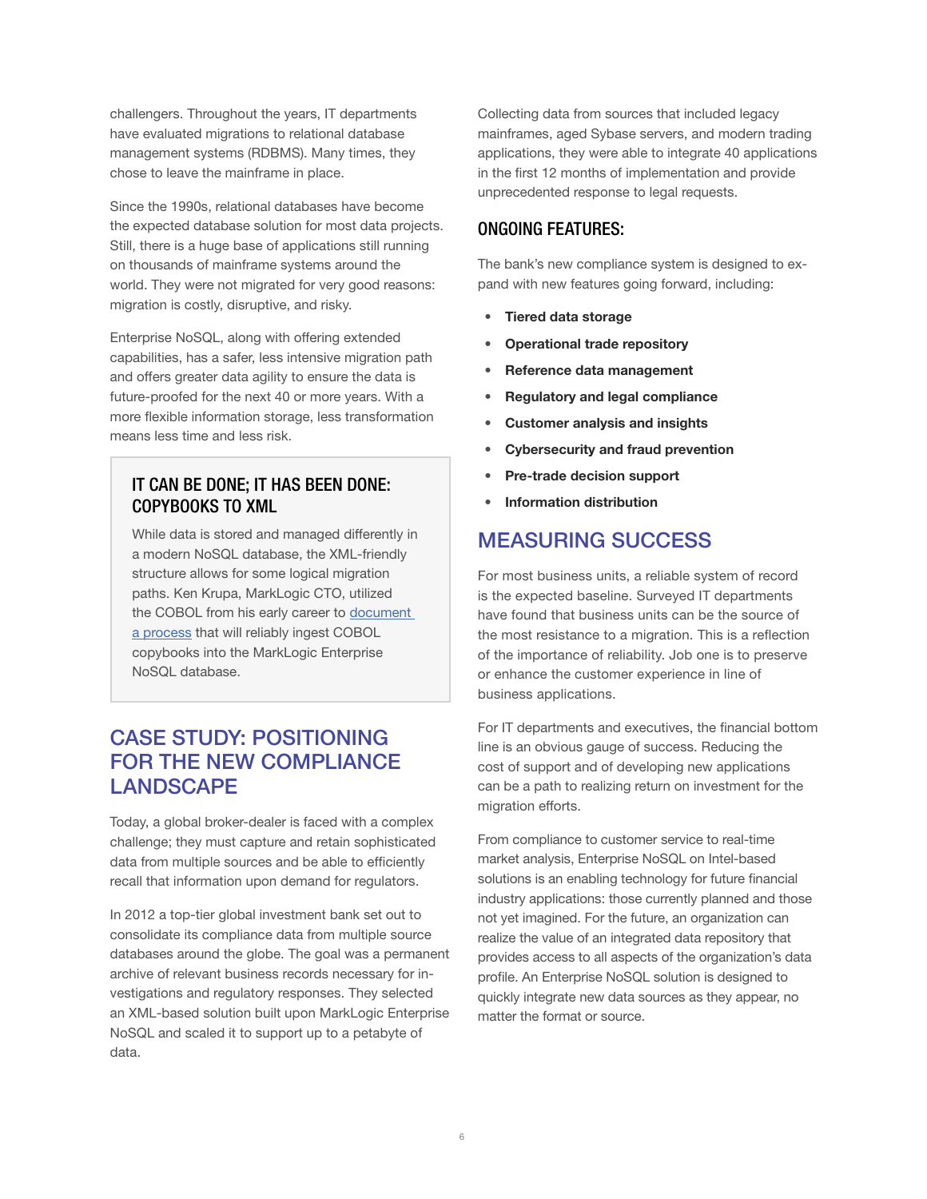challengers. Throughout the years, IT departments have evaluated migrations to relational database management systems (RDBMS). Many times, they chose to leave the mainframe in place.

Since the 1990s, relational databases have become the expected database solution for most data projects. Still, there is a huge base of applications still running on thousands of mainframe systems around the world. They were not migrated for very good reasons: migration is costly, disruptive, and risky.

Enterprise NoSQL, along with offering extended capabilities, has a safer, less intensive migration path and offers greater data agility to ensure the data is future-proofed for the next 40 or more years. With a more flexible information storage, less transformation means less time and less risk.

### IT CAN BE DONE; IT HAS BEEN DONE: COPYBOOKS TO XML

While data is stored and managed differently in a modern NoSQL database, the XML-friendly structure allows for some logical migration paths. Ken Krupa, MarkLogic CTO, utilized the COBOL from his early career to document a process that will reliably ingest COBOL copybooks into the MarkLogic Enterprise NoSQL database.

## CASE STUDY: POSITIONING FOR THE NEW COMPLIANCE LANDSCAPE

Today, a global broker-dealer is faced with a complex challenge; they must capture and retain sophisticated data from multiple sources and be able to efficiently recall that information upon demand for regulators.

In 2012 a top-tier global investment bank set out to consolidate its compliance data from multiple source databases around the globe. The goal was a permanent archive of relevant business records necessary for investigations and regulatory responses. They selected an XML-based solution built upon MarkLogic Enterprise NoSQL and scaled it to support up to a petabyte of data.

Collecting data from sources that included legacy mainframes, aged Sybase servers, and modern trading applications, they were able to integrate 40 applications in the first 12 months of implementation and provide unprecedented response to legal requests.

### ONGOING FEATURES:

The bank's new compliance system is designed to expand with new features going forward, including:

- **Tiered data storage**
- **Operational trade repository**
- **Reference data management**
- **Regulatory and legal compliance**
- **Customer analysis and insights**
- **Cybersecurity and fraud prevention**
- **Pre-trade decision support**
- **Information distribution**

## MEASURING SUCCESS

For most business units, a reliable system of record is the expected baseline. Surveyed IT departments have found that business units can be the source of the most resistance to a migration. This is a reflection of the importance of reliability. Job one is to preserve or enhance the customer experience in line of business applications.

For IT departments and executives, the financial bottom line is an obvious gauge of success. Reducing the cost of support and of developing new applications can be a path to realizing return on investment for the migration efforts.

From compliance to customer service to real-time market analysis, Enterprise NoSQL on Intel-based solutions is an enabling technology for future financial industry applications: those currently planned and those not yet imagined. For the future, an organization can realize the value of an integrated data repository that provides access to all aspects of the organization's data profile. An Enterprise NoSQL solution is designed to quickly integrate new data sources as they appear, no matter the format or source.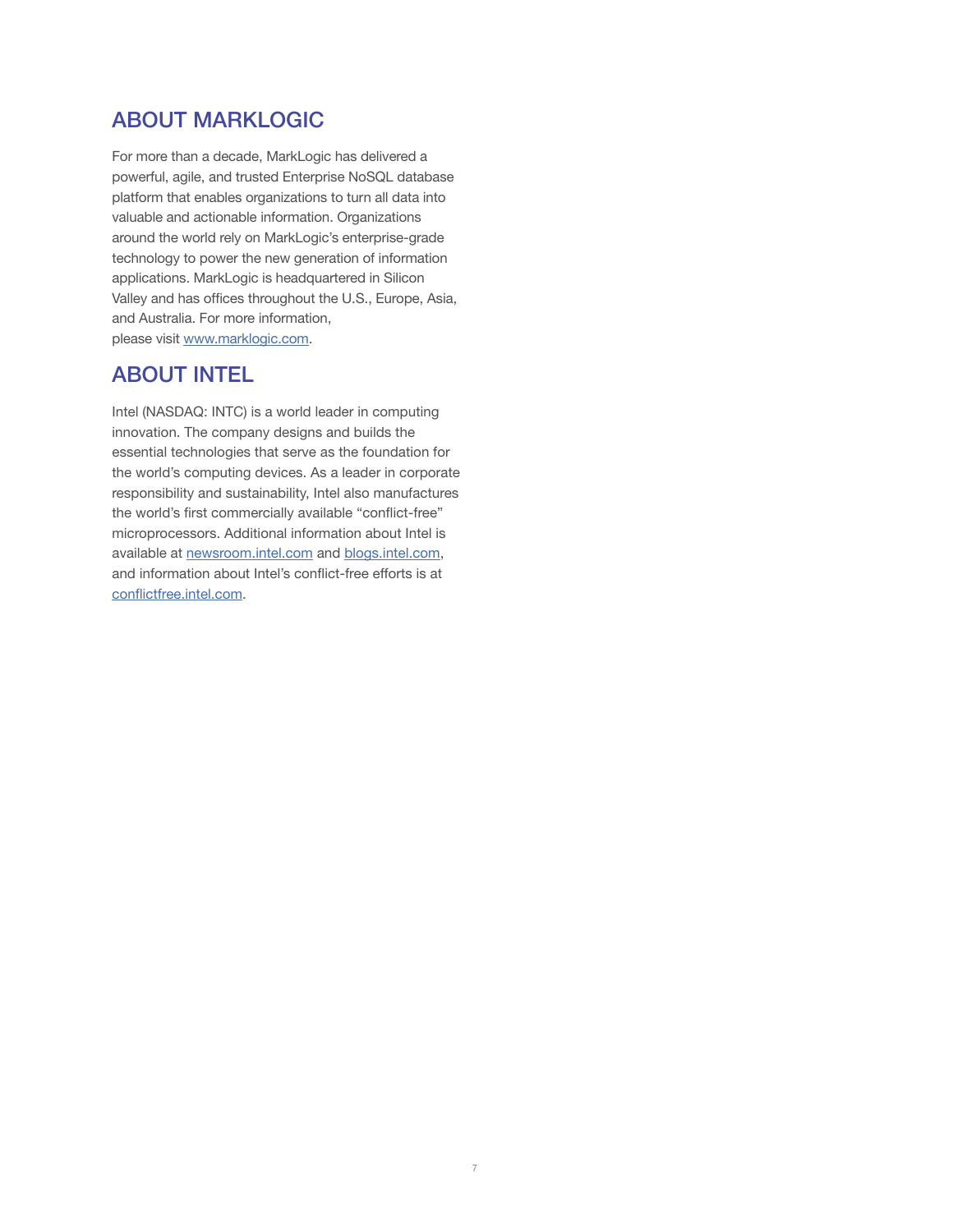## ABOUT MARKLOGIC

For more than a decade, MarkLogic has delivered a powerful, agile, and trusted Enterprise NoSQL database platform that enables organizations to turn all data into valuable and actionable information. Organizations around the world rely on MarkLogic's enterprise-grade technology to power the new generation of information applications. MarkLogic is headquartered in Silicon Valley and has offices throughout the U.S., Europe, Asia, and Australia. For more information, please visit [www.marklogic.com](http://www.marklogic.com).

## ABOUT INTEL

Intel (NASDAQ: INTC) is a world leader in computing innovation. The company designs and builds the essential technologies that serve as the foundation for the world's computing devices. As a leader in corporate responsibility and sustainability, Intel also manufactures the world's first commercially available "conflict-free" microprocessors. Additional information about Intel is available at [newsroom.intel.com](http://newsroom.intel.com) and [blogs.intel.com](http://blogs.intel.com), and information about Intel's conflict-free efforts is at [conflictfree.intel.com](http://conflictfree.intel.com).